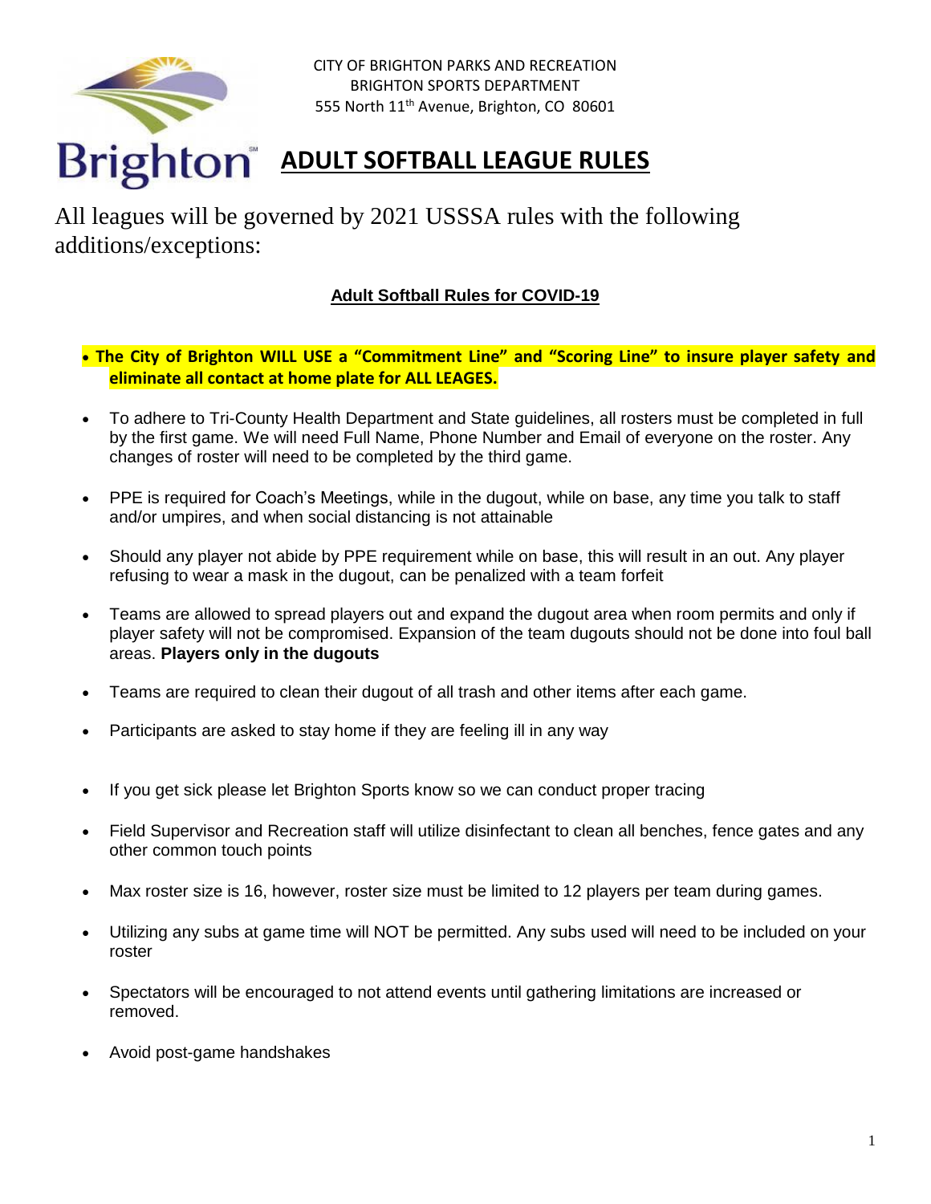CITY OF BRIGHTON PARKS AND RECREATION
BRIGHTON SPORTS DEPARTMENT
555 North 11th Avenue, Brighton, CO 80601

# ADULT SOFTBALL LEAGUE RULES

All leagues will be governed by 2021 USSSA rules with the following additions/exceptions:

## Adult Softball Rules for COVID-19

- **The City of Brighton WILL USE a "Commitment Line" and "Scoring Line" to insure player safety and eliminate all contact at home plate for ALL LEAGES.**
- To adhere to Tri-County Health Department and State guidelines, all rosters must be completed in full by the first game. We will need Full Name, Phone Number and Email of everyone on the roster. Any changes of roster will need to be completed by the third game.
- PPE is required for Coach's Meetings, while in the dugout, while on base, any time you talk to staff and/or umpires, and when social distancing is not attainable
- Should any player not abide by PPE requirement while on base, this will result in an out. Any player refusing to wear a mask in the dugout, can be penalized with a team forfeit
- Teams are allowed to spread players out and expand the dugout area when room permits and only if player safety will not be compromised. Expansion of the team dugouts should not be done into foul ball areas. **Players only in the dugouts**
- Teams are required to clean their dugout of all trash and other items after each game.
- Participants are asked to stay home if they are feeling ill in any way
- If you get sick please let Brighton Sports know so we can conduct proper tracing
- Field Supervisor and Recreation staff will utilize disinfectant to clean all benches, fence gates and any other common touch points
- Max roster size is 16, however, roster size must be limited to 12 players per team during games.
- Utilizing any subs at game time will NOT be permitted. Any subs used will need to be included on your roster
- Spectators will be encouraged to not attend events until gathering limitations are increased or removed.
- Avoid post-game handshakes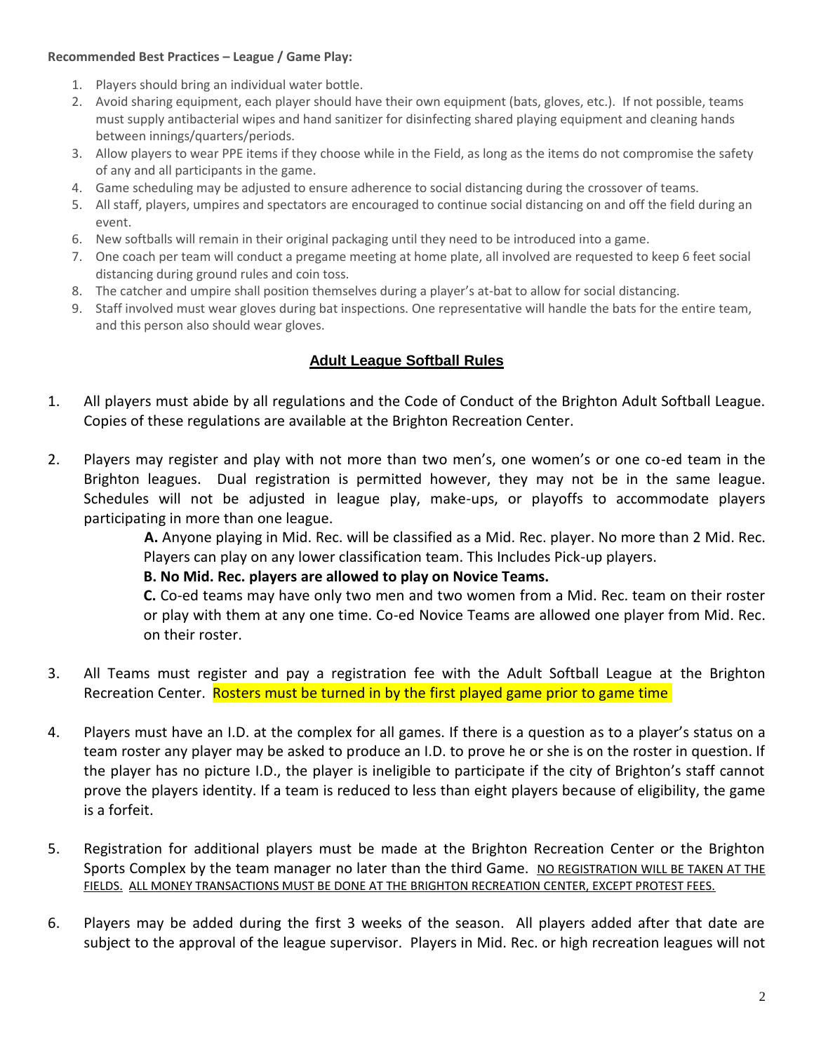**Recommended Best Practices – League / Game Play:**

1. Players should bring an individual water bottle.
2. Avoid sharing equipment, each player should have their own equipment (bats, gloves, etc.). If not possible, teams must supply antibacterial wipes and hand sanitizer for disinfecting shared playing equipment and cleaning hands between innings/quarters/periods.
3. Allow players to wear PPE items if they choose while in the Field, as long as the items do not compromise the safety of any and all participants in the game.
4. Game scheduling may be adjusted to ensure adherence to social distancing during the crossover of teams.
5. All staff, players, umpires and spectators are encouraged to continue social distancing on and off the field during an event.
6. New softballs will remain in their original packaging until they need to be introduced into a game.
7. One coach per team will conduct a pregame meeting at home plate, all involved are requested to keep 6 feet social distancing during ground rules and coin toss.
8. The catcher and umpire shall position themselves during a player's at-bat to allow for social distancing.
9. Staff involved must wear gloves during bat inspections. One representative will handle the bats for the entire team, and this person also should wear gloves.

## Adult League Softball Rules

1. All players must abide by all regulations and the Code of Conduct of the Brighton Adult Softball League. Copies of these regulations are available at the Brighton Recreation Center.

2. Players may register and play with not more than two men's, one women's or one co-ed team in the Brighton leagues. Dual registration is permitted however, they may not be in the same league. Schedules will not be adjusted in league play, make-ups, or playoffs to accommodate players participating in more than one league.

   **A.** Anyone playing in Mid. Rec. will be classified as a Mid. Rec. player. No more than 2 Mid. Rec. Players can play on any lower classification team. This Includes Pick-up players.

   **B. No Mid. Rec. players are allowed to play on Novice Teams.**

   **C.** Co-ed teams may have only two men and two women from a Mid. Rec. team on their roster or play with them at any one time. Co-ed Novice Teams are allowed one player from Mid. Rec. on their roster.

3. All Teams must register and pay a registration fee with the Adult Softball League at the Brighton Recreation Center. Rosters must be turned in by the first played game prior to game time

4. Players must have an I.D. at the complex for all games. If there is a question as to a player's status on a team roster any player may be asked to produce an I.D. to prove he or she is on the roster in question. If the player has no picture I.D., the player is ineligible to participate if the city of Brighton's staff cannot prove the players identity. If a team is reduced to less than eight players because of eligibility, the game is a forfeit.

5. Registration for additional players must be made at the Brighton Recreation Center or the Brighton Sports Complex by the team manager no later than the third Game. NO REGISTRATION WILL BE TAKEN AT THE FIELDS. ALL MONEY TRANSACTIONS MUST BE DONE AT THE BRIGHTON RECREATION CENTER, EXCEPT PROTEST FEES.

6. Players may be added during the first 3 weeks of the season. All players added after that date are subject to the approval of the league supervisor. Players in Mid. Rec. or high recreation leagues will not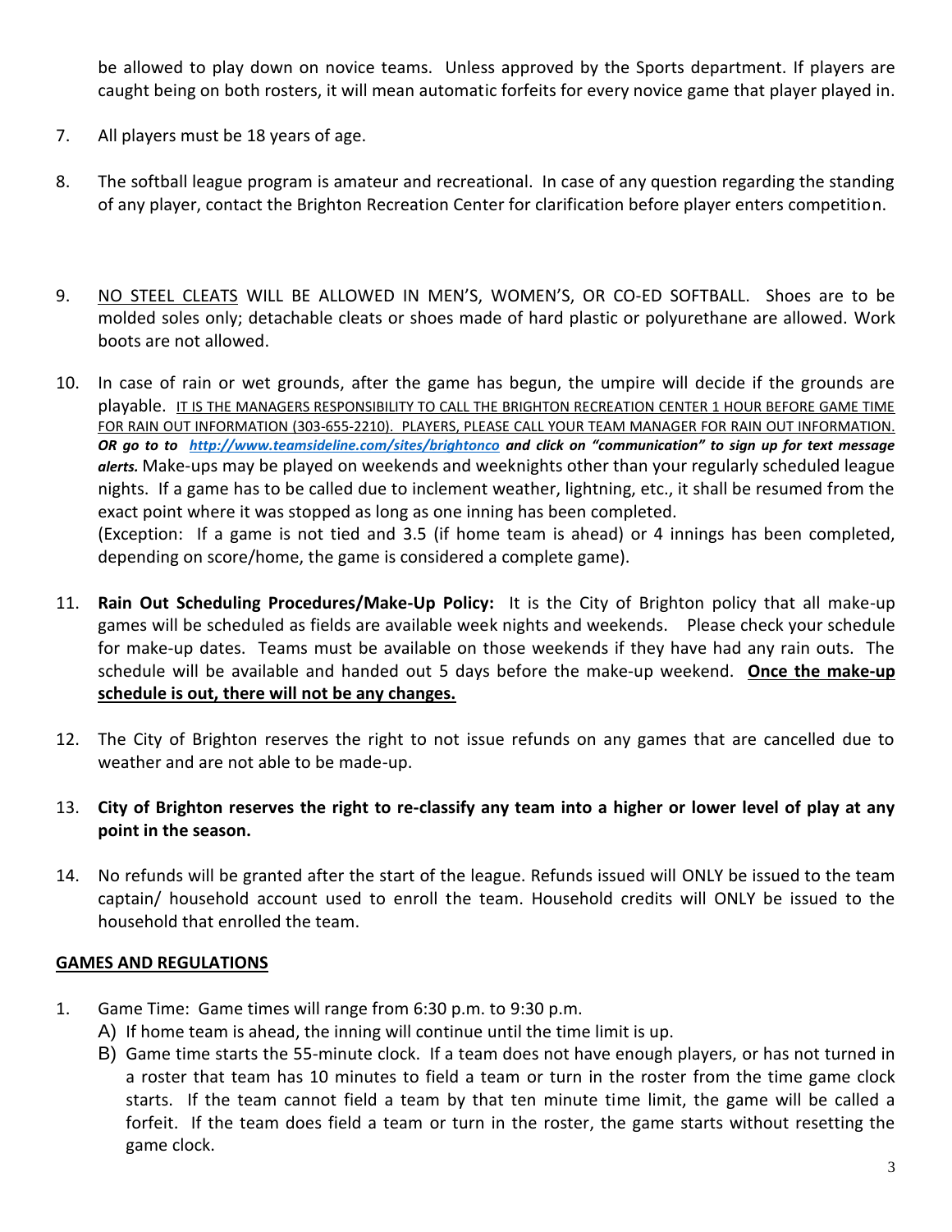be allowed to play down on novice teams. Unless approved by the Sports department. If players are caught being on both rosters, it will mean automatic forfeits for every novice game that player played in.

7. All players must be 18 years of age.

8. The softball league program is amateur and recreational. In case of any question regarding the standing of any player, contact the Brighton Recreation Center for clarification before player enters competition.

9. <u>NO STEEL CLEATS</u> WILL BE ALLOWED IN MEN'S, WOMEN'S, OR CO-ED SOFTBALL. Shoes are to be molded soles only; detachable cleats or shoes made of hard plastic or polyurethane are allowed. Work boots are not allowed.

10. In case of rain or wet grounds, after the game has begun, the umpire will decide if the grounds are playable. <u>IT IS THE MANAGERS RESPONSIBILITY TO CALL THE BRIGHTON RECREATION CENTER 1 HOUR BEFORE GAME TIME FOR RAIN OUT INFORMATION (303-655-2210). PLAYERS, PLEASE CALL YOUR TEAM MANAGER FOR RAIN OUT INFORMATION.</u> ***OR go to to [http://www.teamsideline.com/sites/brightonco](http://www.teamsideline.com/sites/brightonco) and click on "communication" to sign up for text message alerts.*** Make-ups may be played on weekends and weeknights other than your regularly scheduled league nights. If a game has to be called due to inclement weather, lightning, etc., it shall be resumed from the exact point where it was stopped as long as one inning has been completed.
(Exception: If a game is not tied and 3.5 (if home team is ahead) or 4 innings has been completed, depending on score/home, the game is considered a complete game).

11. **Rain Out Scheduling Procedures/Make-Up Policy:** It is the City of Brighton policy that all make-up games will be scheduled as fields are available week nights and weekends. Please check your schedule for make-up dates. Teams must be available on those weekends if they have had any rain outs. The schedule will be available and handed out 5 days before the make-up weekend. **<u>Once the make-up schedule is out, there will not be any changes.</u>**

12. The City of Brighton reserves the right to not issue refunds on any games that are cancelled due to weather and are not able to be made-up.

13. **City of Brighton reserves the right to re-classify any team into a higher or lower level of play at any point in the season.**

14. No refunds will be granted after the start of the league. Refunds issued will ONLY be issued to the team captain/ household account used to enroll the team. Household credits will ONLY be issued to the household that enrolled the team.

## <u>GAMES AND REGULATIONS</u>

1. Game Time: Game times will range from 6:30 p.m. to 9:30 p.m.
   A) If home team is ahead, the inning will continue until the time limit is up.
   B) Game time starts the 55-minute clock. If a team does not have enough players, or has not turned in a roster that team has 10 minutes to field a team or turn in the roster from the time game clock starts. If the team cannot field a team by that ten minute time limit, the game will be called a forfeit. If the team does field a team or turn in the roster, the game starts without resetting the game clock.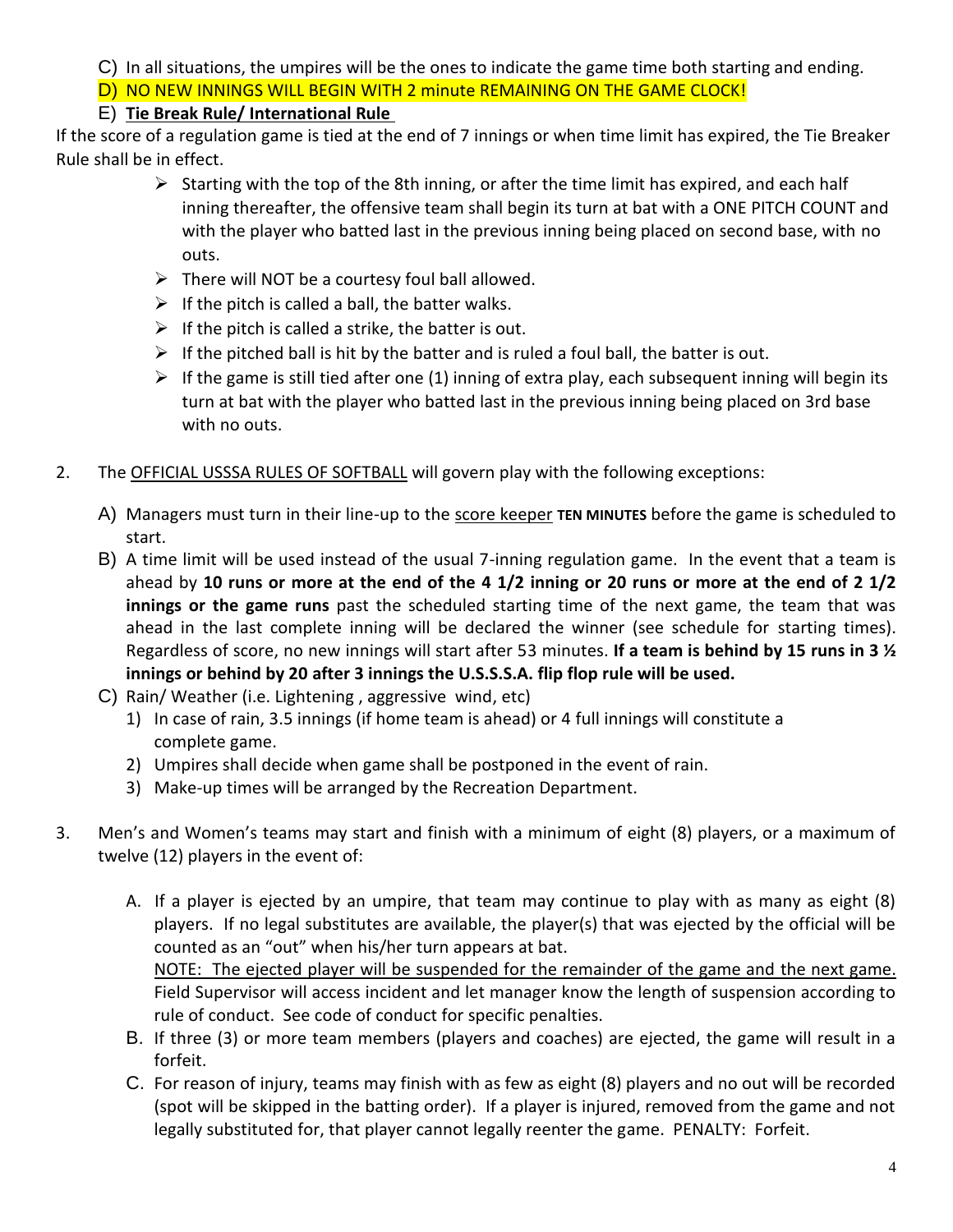C) In all situations, the umpires will be the ones to indicate the game time both starting and ending.

D) NO NEW INNINGS WILL BEGIN WITH 2 minute REMAINING ON THE GAME CLOCK!

E) **Tie Break Rule/ International Rule**

If the score of a regulation game is tied at the end of 7 innings or when time limit has expired, the Tie Breaker Rule shall be in effect.

- Starting with the top of the 8th inning, or after the time limit has expired, and each half inning thereafter, the offensive team shall begin its turn at bat with a ONE PITCH COUNT and with the player who batted last in the previous inning being placed on second base, with no outs.
- There will NOT be a courtesy foul ball allowed.
- If the pitch is called a ball, the batter walks.
- If the pitch is called a strike, the batter is out.
- If the pitched ball is hit by the batter and is ruled a foul ball, the batter is out.
- If the game is still tied after one (1) inning of extra play, each subsequent inning will begin its turn at bat with the player who batted last in the previous inning being placed on 3rd base with no outs.

2. The OFFICIAL USSSA RULES OF SOFTBALL will govern play with the following exceptions:

   A) Managers must turn in their line-up to the score keeper **TEN MINUTES** before the game is scheduled to start.

   B) A time limit will be used instead of the usual 7-inning regulation game. In the event that a team is ahead by **10 runs or more at the end of the 4 1/2 inning or 20 runs or more at the end of 2 1/2 innings or the game runs** past the scheduled starting time of the next game, the team that was ahead in the last complete inning will be declared the winner (see schedule for starting times). Regardless of score, no new innings will start after 53 minutes. **If a team is behind by 15 runs in 3 ½ innings or behind by 20 after 3 innings the U.S.S.S.A. flip flop rule will be used.**

   C) Rain/ Weather (i.e. Lightening , aggressive wind, etc)
      1) In case of rain, 3.5 innings (if home team is ahead) or 4 full innings will constitute a complete game.
      2) Umpires shall decide when game shall be postponed in the event of rain.
      3) Make-up times will be arranged by the Recreation Department.

3. Men's and Women's teams may start and finish with a minimum of eight (8) players, or a maximum of twelve (12) players in the event of:

   A. If a player is ejected by an umpire, that team may continue to play with as many as eight (8) players. If no legal substitutes are available, the player(s) that was ejected by the official will be counted as an "out" when his/her turn appears at bat.
   NOTE: The ejected player will be suspended for the remainder of the game and the next game. Field Supervisor will access incident and let manager know the length of suspension according to rule of conduct. See code of conduct for specific penalties.

   B. If three (3) or more team members (players and coaches) are ejected, the game will result in a forfeit.

   C. For reason of injury, teams may finish with as few as eight (8) players and no out will be recorded (spot will be skipped in the batting order). If a player is injured, removed from the game and not legally substituted for, that player cannot legally reenter the game. PENALTY: Forfeit.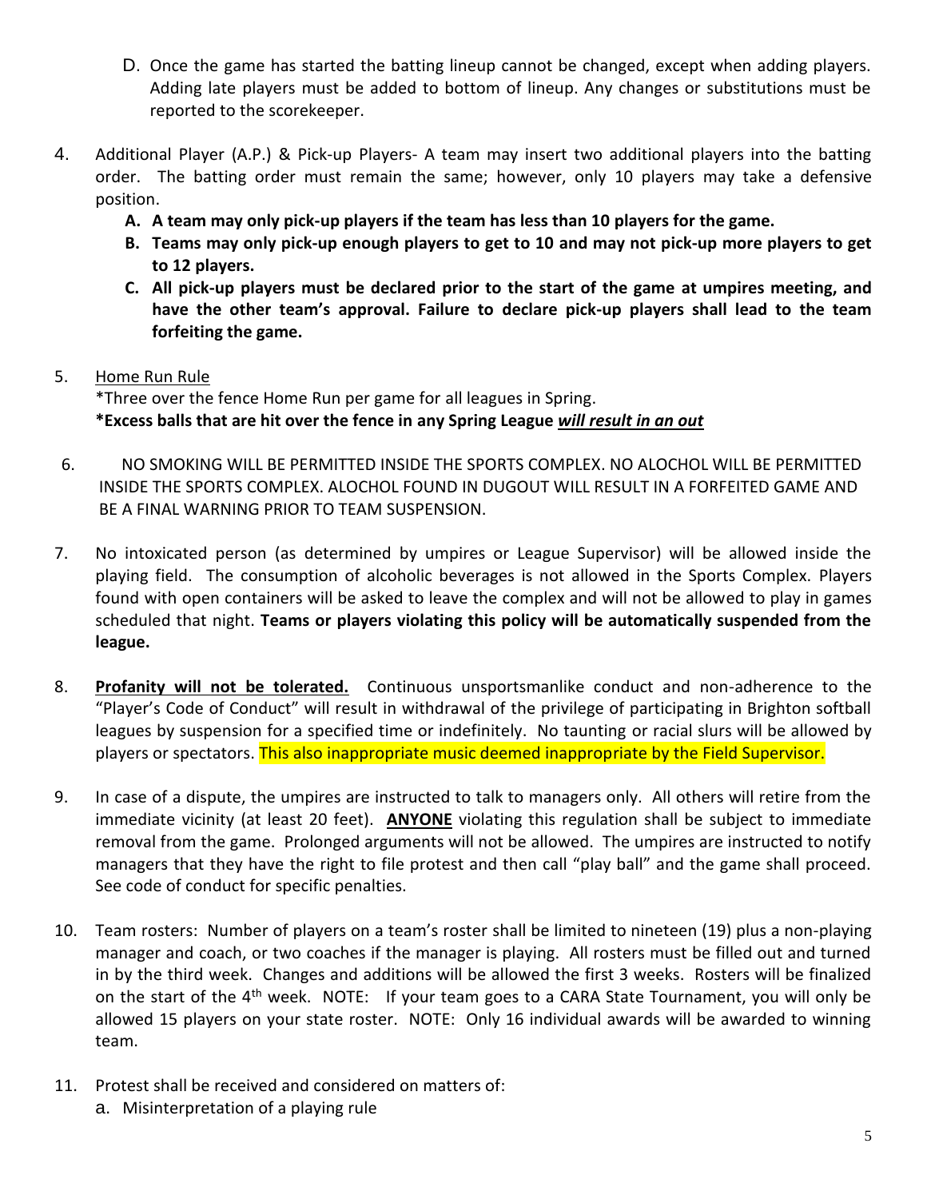D. Once the game has started the batting lineup cannot be changed, except when adding players. Adding late players must be added to bottom of lineup. Any changes or substitutions must be reported to the scorekeeper.

4. Additional Player (A.P.) & Pick-up Players- A team may insert two additional players into the batting order. The batting order must remain the same; however, only 10 players may take a defensive position.
   - **A. A team may only pick-up players if the team has less than 10 players for the game.**
   - **B. Teams may only pick-up enough players to get to 10 and may not pick-up more players to get to 12 players.**
   - **C. All pick-up players must be declared prior to the start of the game at umpires meeting, and have the other team's approval. Failure to declare pick-up players shall lead to the team forfeiting the game.**

5. <u>Home Run Rule</u>
   *Three over the fence Home Run per game for all leagues in Spring.
   **\*Excess balls that are hit over the fence in any Spring League *<u>will result in an out</u>***

6. NO SMOKING WILL BE PERMITTED INSIDE THE SPORTS COMPLEX. NO ALOCHOL WILL BE PERMITTED INSIDE THE SPORTS COMPLEX. ALOCHOL FOUND IN DUGOUT WILL RESULT IN A FORFEITED GAME AND BE A FINAL WARNING PRIOR TO TEAM SUSPENSION.

7. No intoxicated person (as determined by umpires or League Supervisor) will be allowed inside the playing field. The consumption of alcoholic beverages is not allowed in the Sports Complex. Players found with open containers will be asked to leave the complex and will not be allowed to play in games scheduled that night. **Teams or players violating this policy will be automatically suspended from the league.**

8. **<u>Profanity will not be tolerated.</u>** Continuous unsportsmanlike conduct and non-adherence to the "Player's Code of Conduct" will result in withdrawal of the privilege of participating in Brighton softball leagues by suspension for a specified time or indefinitely. No taunting or racial slurs will be allowed by players or spectators. This also inappropriate music deemed inappropriate by the Field Supervisor.

9. In case of a dispute, the umpires are instructed to talk to managers only. All others will retire from the immediate vicinity (at least 20 feet). **<u>ANYONE</u>** violating this regulation shall be subject to immediate removal from the game. Prolonged arguments will not be allowed. The umpires are instructed to notify managers that they have the right to file protest and then call "play ball" and the game shall proceed. See code of conduct for specific penalties.

10. Team rosters: Number of players on a team's roster shall be limited to nineteen (19) plus a non-playing manager and coach, or two coaches if the manager is playing. All rosters must be filled out and turned in by the third week. Changes and additions will be allowed the first 3 weeks. Rosters will be finalized on the start of the 4th week. NOTE: If your team goes to a CARA State Tournament, you will only be allowed 15 players on your state roster. NOTE: Only 16 individual awards will be awarded to winning team.

11. Protest shall be received and considered on matters of:
    a. Misinterpretation of a playing rule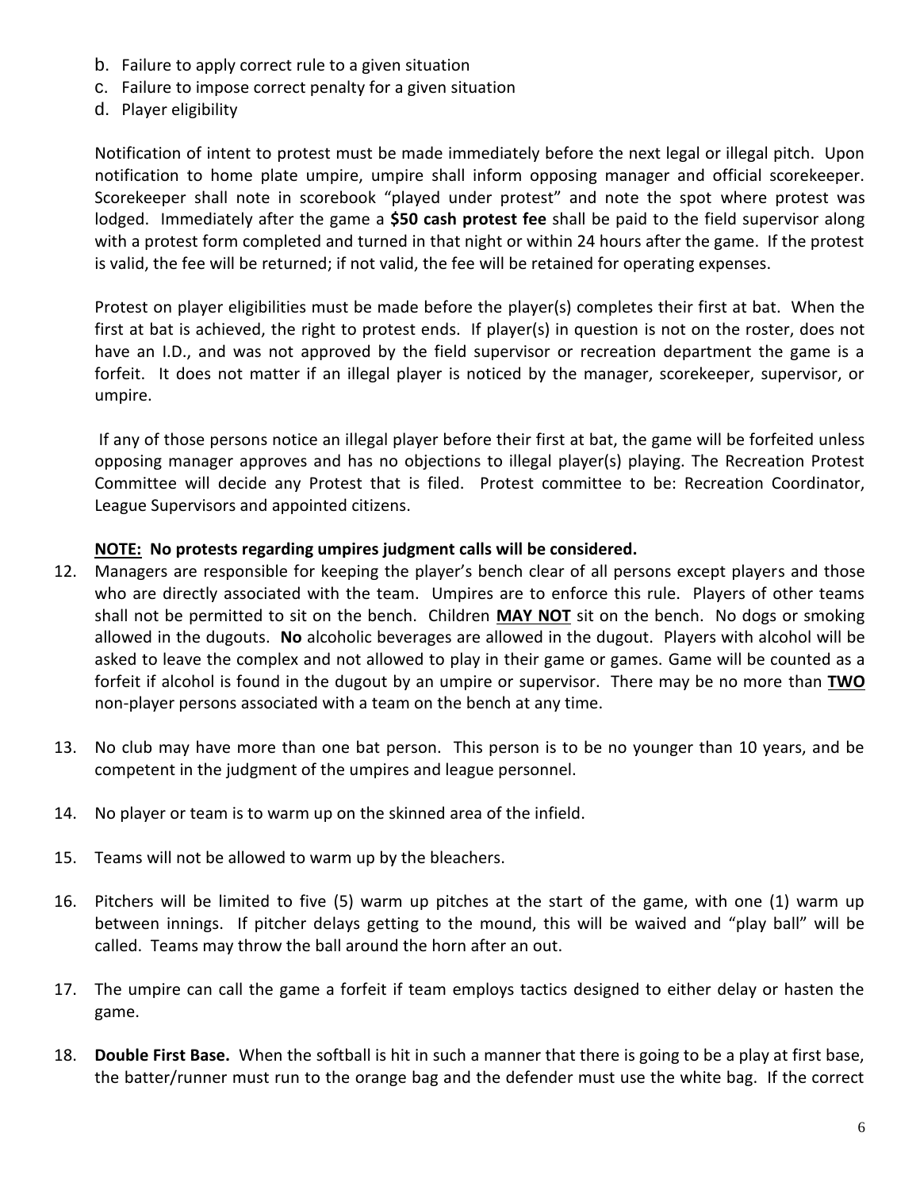b. Failure to apply correct rule to a given situation
c. Failure to impose correct penalty for a given situation
d. Player eligibility

Notification of intent to protest must be made immediately before the next legal or illegal pitch. Upon notification to home plate umpire, umpire shall inform opposing manager and official scorekeeper. Scorekeeper shall note in scorebook "played under protest" and note the spot where protest was lodged. Immediately after the game a **$50 cash protest fee** shall be paid to the field supervisor along with a protest form completed and turned in that night or within 24 hours after the game. If the protest is valid, the fee will be returned; if not valid, the fee will be retained for operating expenses.

Protest on player eligibilities must be made before the player(s) completes their first at bat. When the first at bat is achieved, the right to protest ends. If player(s) in question is not on the roster, does not have an I.D., and was not approved by the field supervisor or recreation department the game is a forfeit. It does not matter if an illegal player is noticed by the manager, scorekeeper, supervisor, or umpire.

If any of those persons notice an illegal player before their first at bat, the game will be forfeited unless opposing manager approves and has no objections to illegal player(s) playing. The Recreation Protest Committee will decide any Protest that is filed. Protest committee to be: Recreation Coordinator, League Supervisors and appointed citizens.

**NOTE: No protests regarding umpires judgment calls will be considered.**

12. Managers are responsible for keeping the player's bench clear of all persons except players and those who are directly associated with the team. Umpires are to enforce this rule. Players of other teams shall not be permitted to sit on the bench. Children **MAY NOT** sit on the bench. No dogs or smoking allowed in the dugouts. **No** alcoholic beverages are allowed in the dugout. Players with alcohol will be asked to leave the complex and not allowed to play in their game or games. Game will be counted as a forfeit if alcohol is found in the dugout by an umpire or supervisor. There may be no more than **TWO** non-player persons associated with a team on the bench at any time.

13. No club may have more than one bat person. This person is to be no younger than 10 years, and be competent in the judgment of the umpires and league personnel.

14. No player or team is to warm up on the skinned area of the infield.

15. Teams will not be allowed to warm up by the bleachers.

16. Pitchers will be limited to five (5) warm up pitches at the start of the game, with one (1) warm up between innings. If pitcher delays getting to the mound, this will be waived and "play ball" will be called. Teams may throw the ball around the horn after an out.

17. The umpire can call the game a forfeit if team employs tactics designed to either delay or hasten the game.

18. **Double First Base.** When the softball is hit in such a manner that there is going to be a play at first base, the batter/runner must run to the orange bag and the defender must use the white bag. If the correct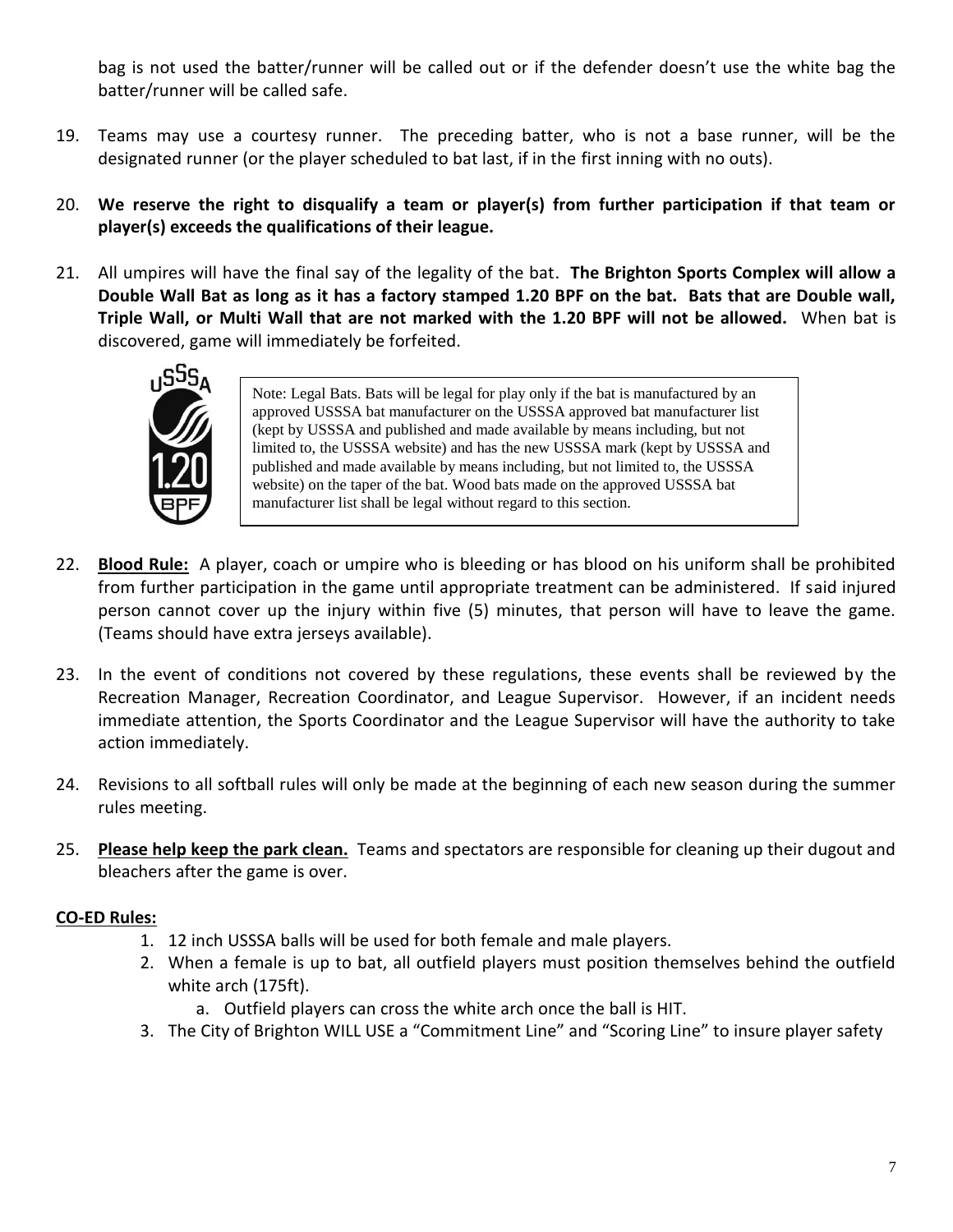bag is not used the batter/runner will be called out or if the defender doesn't use the white bag the batter/runner will be called safe.

19. Teams may use a courtesy runner. The preceding batter, who is not a base runner, will be the designated runner (or the player scheduled to bat last, if in the first inning with no outs).

20. **We reserve the right to disqualify a team or player(s) from further participation if that team or player(s) exceeds the qualifications of their league.**

21. All umpires will have the final say of the legality of the bat. **The Brighton Sports Complex will allow a Double Wall Bat as long as it has a factory stamped 1.20 BPF on the bat. Bats that are Double wall, Triple Wall, or Multi Wall that are not marked with the 1.20 BPF will not be allowed.** When bat is discovered, game will immediately be forfeited.

    Note: Legal Bats. Bats will be legal for play only if the bat is manufactured by an approved USSSA bat manufacturer on the USSSA approved bat manufacturer list (kept by USSSA and published and made available by means including, but not limited to, the USSSA website) and has the new USSSA mark (kept by USSSA and published and made available by means including, but not limited to, the USSSA website) on the taper of the bat. Wood bats made on the approved USSSA bat manufacturer list shall be legal without regard to this section.

22. **Blood Rule:** A player, coach or umpire who is bleeding or has blood on his uniform shall be prohibited from further participation in the game until appropriate treatment can be administered. If said injured person cannot cover up the injury within five (5) minutes, that person will have to leave the game. (Teams should have extra jerseys available).

23. In the event of conditions not covered by these regulations, these events shall be reviewed by the Recreation Manager, Recreation Coordinator, and League Supervisor. However, if an incident needs immediate attention, the Sports Coordinator and the League Supervisor will have the authority to take action immediately.

24. Revisions to all softball rules will only be made at the beginning of each new season during the summer rules meeting.

25. **Please help keep the park clean.** Teams and spectators are responsible for cleaning up their dugout and bleachers after the game is over.

**CO-ED Rules:**

1. 12 inch USSSA balls will be used for both female and male players.
2. When a female is up to bat, all outfield players must position themselves behind the outfield white arch (175ft).
    a. Outfield players can cross the white arch once the ball is HIT.
3. The City of Brighton WILL USE a "Commitment Line" and "Scoring Line" to insure player safety